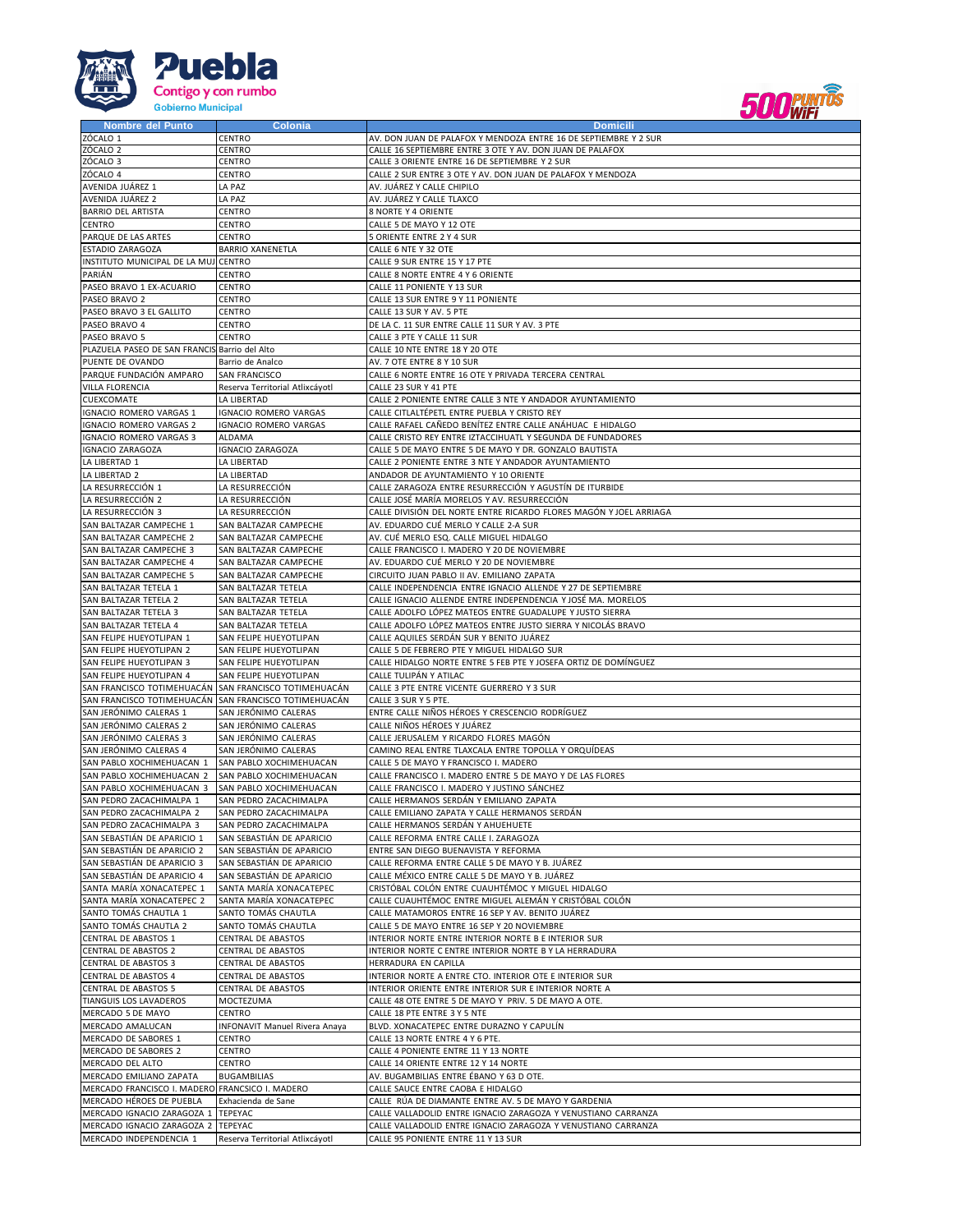| Nombre del Punto | Colonia | Domicili |
|---|---|---|
| ZÓCALO 1 | CENTRO | AV. DON JUAN DE PALAFOX Y MENDOZA ENTRE 16 DE SEPTIEMBRE Y 2 SUR |
| ZÓCALO 2 | CENTRO | CALLE 16 SEPTIEMBRE ENTRE 3 OTE Y AV. DON JUAN DE PALAFOX |
| ZÓCALO 3 | CENTRO | CALLE 3 ORIENTE ENTRE 16 DE SEPTIEMBRE Y 2 SUR |
| ZÓCALO 4 | CENTRO | CALLE 2 SUR ENTRE 3 OTE Y AV. DON JUAN DE PALAFOX Y MENDOZA |
| AVENIDA JUÁREZ 1 | LA PAZ | AV. JUÁREZ Y CALLE CHIPILO |
| AVENIDA JUÁREZ 2 | LA PAZ | AV. JUÁREZ Y CALLE TLAXCO |
| BARRIO DEL ARTISTA | CENTRO | 8 NORTE Y 4 ORIENTE |
| CENTRO | CENTRO | CALLE 5 DE MAYO Y 12 OTE |
| PARQUE DE LAS ARTES | CENTRO | 5 ORIENTE ENTRE 2 Y 4 SUR |
| ESTADIO ZARAGOZA | BARRIO XANENETLA | CALLE 6 NTE Y 32 OTE |
| INSTITUTO MUNICIPAL DE LA MUJ | CENTRO | CALLE 9 SUR ENTRE 15 Y 17 PTE |
| PARIÁN | CENTRO | CALLE 8 NORTE ENTRE 4 Y 6 ORIENTE |
| PASEO BRAVO 1 EX-ACUARIO | CENTRO | CALLE 11 PONIENTE Y 13 SUR |
| PASEO BRAVO 2 | CENTRO | CALLE 13 SUR ENTRE 9 Y 11 PONIENTE |
| PASEO BRAVO 3 EL GALLITO | CENTRO | CALLE 13 SUR Y AV. 5 PTE |
| PASEO BRAVO 4 | CENTRO | DE LA C. 11 SUR ENTRE CALLE 11 SUR Y AV. 3 PTE |
| PASEO BRAVO 5 | CENTRO | CALLE 3 PTE Y CALLE 11 SUR |
| PLAZUELA PASEO DE SAN FRANCIS | Barrio del Alto | CALLE 10 NTE ENTRE 18 Y 20 OTE |
| PUENTE DE OVANDO | Barrio de Analco | AV. 7 OTE ENTRE 8 Y 10 SUR |
| PARQUE FUNDACIÓN AMPARO | SAN FRANCISCO | CALLE 6 NORTE ENTRE 16 OTE Y PRIVADA TERCERA CENTRAL |
| VILLA FLORENCIA | Reserva Territorial Atlixcáyotl | CALLE 23 SUR Y 41 PTE |
| CUEXCOMATE | LA LIBERTAD | CALLE 2 PONIENTE ENTRE CALLE 3 NTE Y ANDADOR AYUNTAMIENTO |
| IGNACIO ROMERO VARGAS 1 | IGNACIO ROMERO VARGAS | CALLE CITLALTÉPETL ENTRE PUEBLA Y CRISTO REY |
| IGNACIO ROMERO VARGAS 2 | IGNACIO ROMERO VARGAS | CALLE RAFAEL CAÑEDO BENÍTEZ ENTRE CALLE ANÁHUAC E HIDALGO |
| IGNACIO ROMERO VARGAS 3 | ALDAMA | CALLE CRISTO REY ENTRE IZTACCIHUATL Y SEGUNDA DE FUNDADORES |
| IGNACIO ZARAGOZA | IGNACIO ZARAGOZA | CALLE 5 DE MAYO ENTRE 5 DE MAYO Y DR. GONZALO BAUTISTA |
| LA LIBERTAD 1 | LA LIBERTAD | CALLE 2 PONIENTE ENTRE 3 NTE Y ANDADOR AYUNTAMIENTO |
| LA LIBERTAD 2 | LA LIBERTAD | ANDADOR DE AYUNTAMIENTO Y 10 ORIENTE |
| LA RESURRECCIÓN 1 | LA RESURRECCIÓN | CALLE ZARAGOZA ENTRE RESURRECCIÓN Y AGUSTÍN DE ITURBIDE |
| LA RESURRECCIÓN 2 | LA RESURRECCIÓN | CALLE JOSÉ MARÍA MORELOS Y AV. RESURRECCIÓN |
| LA RESURRECCIÓN 3 | LA RESURRECCIÓN | CALLE DIVISIÓN DEL NORTE ENTRE RICARDO FLORES MAGÓN Y JOEL ARRIAGA |
| SAN BALTAZAR CAMPECHE 1 | SAN BALTAZAR CAMPECHE | AV. EDUARDO CUÉ MERLO Y CALLE 2-A SUR |
| SAN BALTAZAR CAMPECHE 2 | SAN BALTAZAR CAMPECHE | AV. CUÉ MERLO ESQ. CALLE MIGUEL HIDALGO |
| SAN BALTAZAR CAMPECHE 3 | SAN BALTAZAR CAMPECHE | CALLE FRANCISCO I. MADERO Y 20 DE NOVIEMBRE |
| SAN BALTAZAR CAMPECHE 4 | SAN BALTAZAR CAMPECHE | AV. EDUARDO CUÉ MERLO Y 20 DE NOVIEMBRE |
| SAN BALTAZAR CAMPECHE 5 | SAN BALTAZAR CAMPECHE | CIRCUITO JUAN PABLO II AV. EMILIANO ZAPATA |
| SAN BALTAZAR TETELA 1 | SAN BALTAZAR TETELA | CALLE INDEPENDENCIA ENTRE IGNACIO ALLENDE Y 27 DE SEPTIEMBRE |
| SAN BALTAZAR TETELA 2 | SAN BALTAZAR TETELA | CALLE IGNACIO ALLENDE ENTRE INDEPENDENCIA Y JOSÉ MA. MORELOS |
| SAN BALTAZAR TETELA 3 | SAN BALTAZAR TETELA | CALLE ADOLFO LÓPEZ MATEOS ENTRE GUADALUPE Y JUSTO SIERRA |
| SAN BALTAZAR TETELA 4 | SAN BALTAZAR TETELA | CALLE ADOLFO LÓPEZ MATEOS ENTRE JUSTO SIERRA Y NICOLÁS BRAVO |
| SAN FELIPE HUEYOTLIPAN 1 | SAN FELIPE HUEYOTLIPAN | CALLE AQUILES SERDÁN SUR Y BENITO JUÁREZ |
| SAN FELIPE HUEYOTLIPAN 2 | SAN FELIPE HUEYOTLIPAN | CALLE 5 DE FEBRERO PTE Y MIGUEL HIDALGO SUR |
| SAN FELIPE HUEYOTLIPAN 3 | SAN FELIPE HUEYOTLIPAN | CALLE HIDALGO NORTE ENTRE 5 FEB PTE Y JOSEFA ORTIZ DE DOMÍNGUEZ |
| SAN FELIPE HUEYOTLIPAN 4 | SAN FELIPE HUEYOTLIPAN | CALLE TULIPÁN Y ATILAC |
| SAN FRANCISCO TOTIMEHUACÁN | SAN FRANCISCO TOTIMEHUACÁN | CALLE 3 PTE ENTRE VICENTE GUERRERO Y 3 SUR |
| SAN FRANCISCO TOTIMEHUACÁN | SAN FRANCISCO TOTIMEHUACÁN | CALLE 3 SUR Y 5 PTE. |
| SAN JERÓNIMO CALERAS 1 | SAN JERÓNIMO CALERAS | ENTRE CALLE NIÑOS HÉROES Y CRESCENCIO RODRÍGUEZ |
| SAN JERÓNIMO CALERAS 2 | SAN JERÓNIMO CALERAS | CALLE NIÑOS HÉROES Y JUÁREZ |
| SAN JERÓNIMO CALERAS 3 | SAN JERÓNIMO CALERAS | CALLE JERUSALEM Y RICARDO FLORES MAGÓN |
| SAN JERÓNIMO CALERAS 4 | SAN JERÓNIMO CALERAS | CAMINO REAL ENTRE TLAXCALA ENTRE TOPOLLA Y ORQUÍDEAS |
| SAN PABLO XOCHIMEHUACAN 1 | SAN PABLO XOCHIMEHUACAN | CALLE 5 DE MAYO Y FRANCISCO I. MADERO |
| SAN PABLO XOCHIMEHUACAN 2 | SAN PABLO XOCHIMEHUACAN | CALLE FRANCISCO I. MADERO ENTRE 5 DE MAYO Y DE LAS FLORES |
| SAN PABLO XOCHIMEHUACAN 3 | SAN PABLO XOCHIMEHUACAN | CALLE FRANCISCO I. MADERO Y JUSTINO SÁNCHEZ |
| SAN PEDRO ZACACHIMALPA 1 | SAN PEDRO ZACACHIMALPA | CALLE HERMANOS SERDÁN Y EMILIANO ZAPATA |
| SAN PEDRO ZACACHIMALPA 2 | SAN PEDRO ZACACHIMALPA | CALLE EMILIANO ZAPATA Y CALLE HERMANOS SERDÁN |
| SAN PEDRO ZACACHIMALPA 3 | SAN PEDRO ZACACHIMALPA | CALLE HERMANOS SERDÁN Y AHUEHUETE |
| SAN SEBASTIÁN DE APARICIO 1 | SAN SEBASTIÁN DE APARICIO | CALLE REFORMA ENTRE CALLE I. ZARAGOZA |
| SAN SEBASTIÁN DE APARICIO 2 | SAN SEBASTIÁN DE APARICIO | ENTRE SAN DIEGO BUENAVISTA Y REFORMA |
| SAN SEBASTIÁN DE APARICIO 3 | SAN SEBASTIÁN DE APARICIO | CALLE REFORMA ENTRE CALLE 5 DE MAYO Y B. JUÁREZ |
| SAN SEBASTIÁN DE APARICIO 4 | SAN SEBASTIÁN DE APARICIO | CALLE MÉXICO ENTRE CALLE 5 DE MAYO Y B. JUÁREZ |
| SANTA MARÍA XONACATEPEC 1 | SANTA MARÍA XONACATEPEC | CRISTÓBAL COLÓN ENTRE CUAUHTÉMOC Y MIGUEL HIDALGO |
| SANTA MARÍA XONACATEPEC 2 | SANTA MARÍA XONACATEPEC | CALLE CUAUHTÉMOC ENTRE MIGUEL ALEMÁN Y CRISTÓBAL COLÓN |
| SANTO TOMÁS CHAUTLA 1 | SANTO TOMÁS CHAUTLA | CALLE MATAMOROS ENTRE 16 SEP Y AV. BENITO JUÁREZ |
| SANTO TOMÁS CHAUTLA 2 | SANTO TOMÁS CHAUTLA | CALLE 5 DE MAYO ENTRE 16 SEP Y 20 NOVIEMBRE |
| CENTRAL DE ABASTOS 1 | CENTRAL DE ABASTOS | INTERIOR NORTE ENTRE INTERIOR NORTE B E INTERIOR SUR |
| CENTRAL DE ABASTOS 2 | CENTRAL DE ABASTOS | INTERIOR NORTE C ENTRE INTERIOR NORTE B Y LA HERRADURA |
| CENTRAL DE ABASTOS 3 | CENTRAL DE ABASTOS | HERRADURA EN CAPILLA |
| CENTRAL DE ABASTOS 4 | CENTRAL DE ABASTOS | INTERIOR NORTE A ENTRE CTO. INTERIOR OTE E INTERIOR SUR |
| CENTRAL DE ABASTOS 5 | CENTRAL DE ABASTOS | INTERIOR ORIENTE ENTRE INTERIOR SUR E INTERIOR NORTE A |
| TIANGUIS LOS LAVADEROS | MOCTEZUMA | CALLE 48 OTE ENTRE 5 DE MAYO Y PRIV. 5 DE MAYO A OTE. |
| MERCADO 5 DE MAYO | CENTRO | CALLE 18 PTE ENTRE 3 Y 5 NTE |
| MERCADO AMALUCAN | INFONAVIT Manuel Rivera Anaya | BLVD. XONACATEPEC ENTRE DURAZNO Y CAPULÍN |
| MERCADO DE SABORES 1 | CENTRO | CALLE 13 NORTE ENTRE 4 Y 6 PTE. |
| MERCADO DE SABORES 2 | CENTRO | CALLE 4 PONIENTE ENTRE 11 Y 13 NORTE |
| MERCADO DEL ALTO | CENTRO | CALLE 14 ORIENTE ENTRE 12 Y 14 NORTE |
| MERCADO EMILIANO ZAPATA | BUGAMBILIAS | AV. BUGAMBILIAS ENTRE ÉBANO Y 63 D OTE. |
| MERCADO FRANCISCO I. MADERO | FRANCSICO I. MADERO | CALLE SAUCE ENTRE CAOBA E HIDALGO |
| MERCADO HÉROES DE PUEBLA | Exhacienda de Sane | CALLE RÚA DE DIAMANTE ENTRE AV. 5 DE MAYO Y GARDENIA |
| MERCADO IGNACIO ZARAGOZA 1 | TEPEYAC | CALLE VALLADOLID ENTRE IGNACIO ZARAGOZA Y VENUSTIANO CARRANZA |
| MERCADO IGNACIO ZARAGOZA 2 | TEPEYAC | CALLE VALLADOLID ENTRE IGNACIO ZARAGOZA Y VENUSTIANO CARRANZA |
| MERCADO INDEPENDENCIA 1 | Reserva Territorial Atlixcáyotl | CALLE 95 PONIENTE ENTRE 11 Y 13 SUR |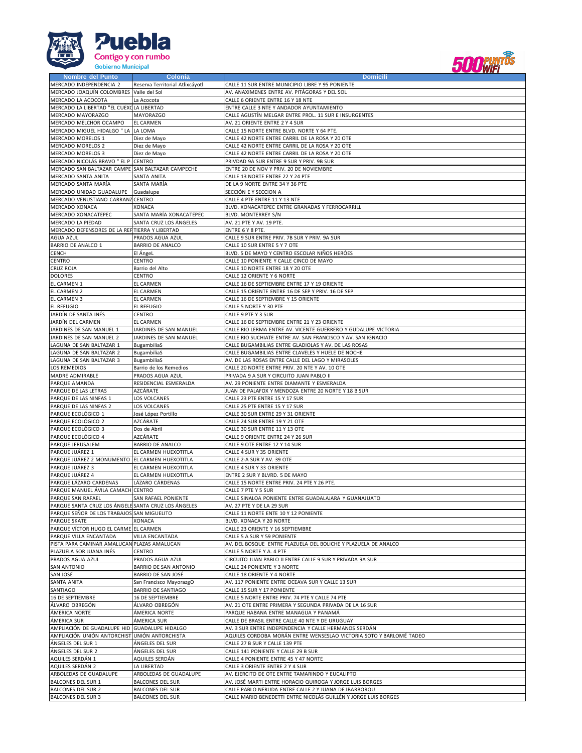| Nombre del Punto | Colonia | Domicili |
|---|---|---|
| MERCADO INDEPENDENCIA 2 | Reserva Territorial Atlixcáyotl | CALLE 11 SUR ENTRE MUNICIPIO LIBRE Y 95 PONIENTE |
| MERCADO JOAQUÍN COLOMBRES | Valle del Sol | AV. ANAXIMENES ENTRE AV. PITÁGORAS Y DEL SOL |
| MERCADO LA ACOCOTA | La Acocota | CALLE 6 ORIENTE ENTRE 16 Y 18 NTE |
| MERCADO LA LIBERTAD "EL CUEXC | LA LIBERTAD | ENTRE CALLE 3 NTE Y ANDADOR AYUNTAMIENTO |
| MERCADO MAYORAZGO | MAYORAZGO | CALLE AGUSTÍN MELGAR ENTRE PROL. 11 SUR E INSURGENTES |
| MERCADO MELCHOR OCAMPO | EL CARMEN | AV. 21 ORIENTE ENTRE 2 Y 4 SUR |
| MERCADO MIGUEL HIDALGO " LA | LA LOMA | CALLE 15 NORTE ENTRE BLVD. NORTE Y 64 PTE. |
| MERCADO MORELOS 1 | Diez de Mayo | CALLE 42 NORTE ENTRE CARRIL DE LA ROSA Y 20 OTE |
| MERCADO MORELOS 2 | Diez de Mayo | CALLE 42 NORTE ENTRE CARRIL DE LA ROSA Y 20 OTE |
| MERCADO MORELOS 3 | Diez de Mayo | CALLE 42 NORTE ENTRE CARRIL DE LA ROSA Y 20 OTE |
| MERCADO NICOLÁS BRAVO " EL P | CENTRO | PRIVDAD 9A SUR ENTRE 9 SUR Y PRIV. 9B SUR |
| MERCADO SAN BALTAZAR CAMPE | SAN BALTAZAR CAMPECHE | ENTRE 20 DE NOV Y PRIV. 20 DE NOVIEMBRE |
| MERCADO SANTA ANITA | SANTA ANITA | CALLE 13 NORTE ENTRE 22 Y 24 PTE |
| MERCADO SANTA MARÍA | SANTA MARÍA | DE LA 9 NORTE ENTRE 34 Y 36 PTE |
| MERCADO UNIDAD GUADALUPE | Guadalupe | SECCIÓN E Y SECCION A |
| MERCADO VENUSTIANO CARRANZ | CENTRO | CALLE 4 PTE ENTRE 11 Y 13 NTE |
| MERCADO XONACA | XONACA | BLVD. XONACATEPEC ENTRE GRANADAS Y FERROCARRILL |
| MERCADO XONACATEPEC | SANTA MARÍA XONACATEPEC | BLVD. MONTERREY S/N |
| MERCADO LA PIEDAD | SANTA CRUZ LOS ÁNGELES | AV. 21 PTE Y AV. 19 PTE. |
| MERCADO DEFENSORES DE LA REF | TIERRA Y LIBERTAD | ENTRE 6 Y 8 PTE. |
| AGUA AZUL | PRADOS AGUA AZUL | CALLE 9 SUR ENTRE PRIV. 7B SUR Y PRIV. 9A SUR |
| BARRIO DE ANALCO 1 | BARRIO DE ANALCO | CALLE 10 SUR ENTRE 5 Y 7 OTE |
| CENCH | El ÁngeL | BLVD. 5 DE MAYO Y CENTRO ESCOLAR NIÑOS HERÓES |
| CENTRO | CENTRO | CALLE 10 PONIENTE Y CALLE CINCO DE MAYO |
| CRUZ ROJA | Barrio del Alto | CALLE 10 NORTE ENTRE 18 Y 20 OTE |
| DOLORES | CENTRO | CALLE 12 ORIENTE Y 6 NORTE |
| EL CARMEN 1 | EL CARMEN | CALLE 16 DE SEPTIEMBRE ENTRE 17 Y 19 ORIENTE |
| EL CARMEN 2 | EL CARMEN | CALLE 15 ORIENTE ENTRE 16 DE SEP Y PRIV. 16 DE SEP |
| EL CARMEN 3 | EL CARMEN | CALLE 16 DE SEPTIEMBRE Y 15 ORIENTE |
| EL REFUGIO | EL REFUGIO | CALLE 5 NORTE Y 30 PTE |
| JARDÍN DE SANTA INÉS | CENTRO | CALLE 9 PTE Y 3 SUR |
| JARDÍN DEL CARMEN | EL CARMEN | CALLE 16 DE SEPTIEMBRE ENTRE 21 Y 23 ORIENTE |
| JARDINES DE SAN MANUEL 1 | JARDINES DE SAN MANUEL | CALLE RIO LERMA ENTRE AV. VICENTE GUERRERO Y GUDALUPE VICTORIA |
| JARDINES DE SAN MANUEL 2 | JARDINES DE SAN MANUEL | CALLE RIO SUCHIATE ENTRE AV. SAN FRANCISCO Y AV. SAN IGNACIO |
| LAGUNA DE SAN BALTAZAR 1 | BugambiliaS | CALLE BUGAMBILIAS ENTRE GLADIOLAS Y AV. DE LAS ROSAS |
| LAGUNA DE SAN BALTAZAR 2 | BugambiliaS | CALLE BUGAMBILIAS ENTRE CLAVELES Y HUELE DE NOCHE |
| LAGUNA DE SAN BALTAZAR 3 | BugambiliaS | AV. DE LAS ROSAS ENTRE CALLE DEL LAGO Y MIRASOLES |
| LOS REMEDIOS | Barrio de los Remedios | CALLE 20 NORTE ENTRE PRIV. 20 NTE Y AV. 10 OTE |
| MADRE ADMIRABLE | PRADOS AGUA AZUL | PRIVADA 9 A SUR Y CIRCUITO JUAN PABLO II |
| PARQUE AMANDA | RESIDENCIAL ESMERALDA | AV. 29 PONIENTE ENTRE DIAMANTE Y ESMERALDA |
| PARQUE DE LAS LETRAS | AZCÁRATE | JUAN DE PALAFOX Y MENDOZA ENTRE 20 NORTE Y 18 B SUR |
| PARQUE DE LAS NINFAS 1 | LOS VOLCANES | CALLE 23 PTE ENTRE 15 Y 17 SUR |
| PARQUE DE LAS NINFAS 2 | LOS VOLCANES | CALLE 25 PTE ENTRE 15 Y 17 SUR |
| PARQUE ECOLÓGICO 1 | José López Portillo | CALLE 30 SUR ENTRE 29 Y 31 ORIENTE |
| PARQUE ECOLÓGICO 2 | AZCÁRATE | CALLE 24 SUR ENTRE 19 Y 21 OTE |
| PARQUE ECOLÓGICO 3 | Dos de Abril | CALLE 30 SUR ENTRE 11 Y 13 OTE |
| PARQUE ECOLÓGICO 4 | AZCÁRATE | CALLE 9 ORIENTE ENTRE 24 Y 26 SUR |
| PARQUE JERUSALEM | BARRIO DE ANALCO | CALLE 9 OTE ENTRE 12 Y 14 SUR |
| PARQUE JUÁREZ 1 | EL CARMEN HUEXOTITLA | CALLE 4 SUR Y 35 ORIENTE |
| PARQUE JUÁREZ 2 MONUMENTO | EL CARMEN HUEXOTITLA | CALLE 2-A SUR Y AV. 39 OTE |
| PARQUE JUÁREZ 3 | EL CARMEN HUEXOTITLA | CALLE 4 SUR Y 33 ORIENTE |
| PARQUE JUÁREZ 4 | EL CARMEN HUEXOTITLA | ENTRE 2 SUR Y BLVRD. 5 DE MAYO |
| PARQUE LÁZARO CARDENAS | LÁZARO CÁRDENAS | CALLE 15 NORTE ENTRE PRIV. 24 PTE Y 26 PTE. |
| PARQUE MANUEL ÁVILA CAMACH | CENTRO | CALLE 7 PTE Y 5 SUR |
| PARQUE SAN RAFAEL | SAN RAFAEL PONIENTE | CALLE SINALOA PONIENTE ENTRE GUADALAJARA Y GUANAJUATO |
| PARQUE SANTA CRUZ LOS ÁNGELE | SANTA CRUZ LOS ÁNGELES | AV. 27 PTE Y DE LA 29 SUR |
| PARQUE SEÑOR DE LOS TRABAJOS | SAN MIGUELITO | CALLE 11 NORTE ENTE 10 Y 12 PONIENTE |
| PARQUE SKATE | XONACA | BLVD. XONACA Y 20 NORTE |
| PARQUE VÍCTOR HUGO EL CARME | EL CARMEN | CALLE 23 ORIENTE Y 16 SEPTIEMBRE |
| PARQUE VILLA ENCANTADA | VILLA ENCANTADA | CALLE 5 A SUR Y 59 PONIENTE |
| PISTA PARA CAMINAR AMALUCAN | PLAZAS AMALUCAN | AV. DEL BOSQUE ENTRE PLAZUELA DEL BOLICHE Y PLAZUELA DE ANALCO |
| PLAZUELA SOR JUANA INÉS | CENTRO | CALLE 5 NORTE Y A. 4 PTE |
| PRADOS AGUA AZUL | PRADOS AGUA AZUL | CIRCUITO JUAN PABLO II ENTRE CALLE 9 SUR Y PRIVADA 9A SUR |
| SAN ANTONIO | BARRIO DE SAN ANTONIO | CALLE 24 PONIENTE Y 3 NORTE |
| SAN JOSÉ | BARRIO DE SAN JOSÉ | CALLE 18 ORIENTE Y 4 NORTE |
| SANTA ANITA | San Francisco MayorazgO | AV. 117 PONIENTE ENTRE OCEAVA SUR Y CALLE 13 SUR |
| SANTIAGO | BARRIO DE SANTIAGO | CALLE 15 SUR Y 17 PONIENTE |
| 16 DE SEPTIEMBRE | 16 DE SEPTIEMBRE | CALLE 5 NORTE ENTRE PRIV. 74 PTE Y CALLE 74 PTE |
| ÁLVARO OBREGÓN | ÁLVARO OBREGÓN | AV. 21 OTE ENTRE PRIMERA Y SEGUNDA PRIVADA DE LA 16 SUR |
| ÁMERICA NORTE | ÁMERICA NORTE | PARQUE HABANA ENTRE MANAGUA Y PANAMÁ |
| ÁMERICA SUR | ÁMERICA SUR | CALLE DE BRASIL ENTRE CALLE 40 NTE Y DE URUGUAY |
| AMPLIACIÓN DE GUADALUPE HID | GUADALUPE HIDALGO | AV. 3 SUR ENTRE INDEPENDENCIA Y CALLE HERMANOS SERDÁN |
| AMPLIACIÓN UNIÓN ANTORCHIST | UNIÓN ANTORCHISTA | AQUILES CORDOBA MORÁN ENTRE WENSESLAO VICTORIA SOTO Y BARLOMÉ TADEO |
| ÁNGELES DEL SUR 1 | ÁNGELES DEL SUR | CALLE 27 B SUR Y CALLE 139 PTE |
| ÁNGELES DEL SUR 2 | ÁNGELES DEL SUR | CALLE 141 PONIENTE Y CALLE 29 B SUR |
| AQUILES SERDÁN 1 | AQUILES SERDÁN | CALLE 4 PONIENTE ENTRE 45 Y 47 NORTE |
| AQUILES SERDÁN 2 | LA LIBERTAD | CALLE 3 ORIENTE ENTRE 2 Y 4 SUR |
| ARBOLEDAS DE GUADALUPE | ARBOLEDAS DE GUADALUPE | AV. EJERCITO DE OTE ENTRE TAMARINDO Y EUCALIPTO |
| BALCONES DEL SUR 1 | BALCONES DEL SUR | AV. JOSÉ MARTI ENTRE HORACIO QUIROGA Y JORGE LUIS BORGES |
| BALCONES DEL SUR 2 | BALCONES DEL SUR | CALLE PABLO NERUDA ENTRE CALLE 2 Y JUANA DE IBARBOROU |
| BALCONES DEL SUR 3 | BALCONES DEL SUR | CALLE MARIO BENEDETTI ENTRE NICOLÁS GUILLÉN Y JORGE LUIS BORGES |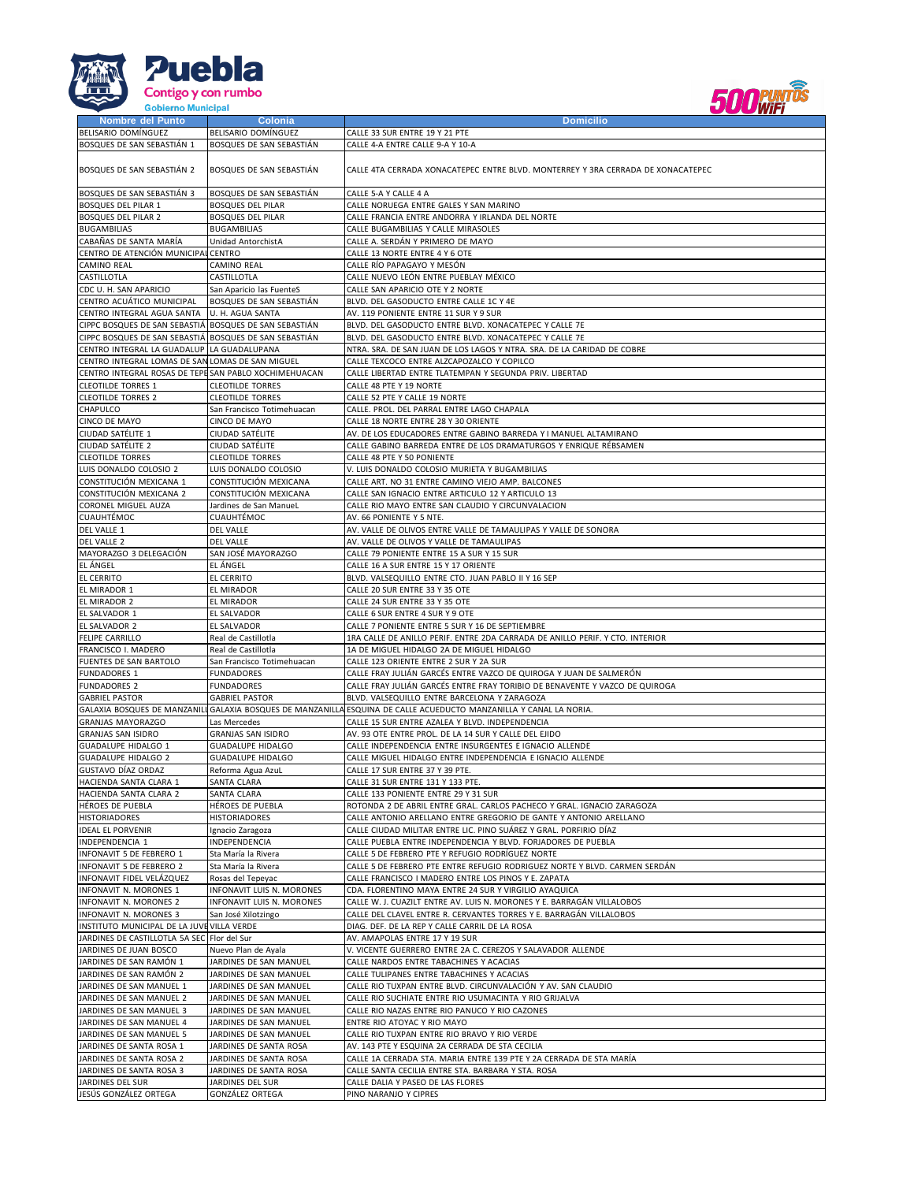| Nombre del Punto | Colonia | Domicilio |
|---|---|---|
| BELISARIO DOMÍNGUEZ | BELISARIO DOMÍNGUEZ | CALLE 33 SUR ENTRE 19 Y 21 PTE |
| BOSQUES DE SAN SEBASTIÁN 1 | BOSQUES DE SAN SEBASTIÁN | CALLE 4-A ENTRE CALLE 9-A Y 10-A |
| BOSQUES DE SAN SEBASTIÁN 2 | BOSQUES DE SAN SEBASTIÁN | CALLE 4TA CERRADA XONACATEPEC ENTRE BLVD. MONTERREY Y 3RA CERRADA DE XONACATEPEC |
| BOSQUES DE SAN SEBASTIÁN 3 | BOSQUES DE SAN SEBASTIÁN | CALLE 5-A Y CALLE 4 A |
| BOSQUES DEL PILAR 1 | BOSQUES DEL PILAR | CALLE NORUEGA ENTRE GALES Y SAN MARINO |
| BOSQUES DEL PILAR 2 | BOSQUES DEL PILAR | CALLE FRANCIA ENTRE ANDORRA Y IRLANDA DEL NORTE |
| BUGAMBILIAS | BUGAMBILIAS | CALLE BUGAMBILIAS Y CALLE MIRASOLES |
| CABAÑAS DE SANTA MARÍA | Unidad AntorchistA | CALLE A. SERDÁN Y PRIMERO DE MAYO |
| CENTRO DE ATENCIÓN MUNICIPAL | CENTRO | CALLE 13 NORTE ENTRE 4 Y 6 OTE |
| CAMINO REAL | CAMINO REAL | CALLE RÍO PAPAGAYO Y MESÓN |
| CASTILLOTLA | CASTILLOTLA | CALLE NUEVO LEÓN ENTRE PUEBLAY MÉXICO |
| CDC U. H. SAN APARICIO | San Aparicio las FuenteS | CALLE SAN APARICIO OTE Y 2 NORTE |
| CENTRO ACUÁTICO MUNICIPAL | BOSQUES DE SAN SEBASTIÁN | BLVD. DEL GASODUCTO ENTRE CALLE 1C Y 4E |
| CENTRO INTEGRAL AGUA SANTA | U. H. AGUA SANTA | AV. 119 PONIENTE ENTRE 11 SUR Y 9 SUR |
| CIPPC BOSQUES DE SAN SEBASTIÁ | BOSQUES DE SAN SEBASTIÁN | BLVD. DEL GASODUCTO ENTRE BLVD. XONACATEPEC Y CALLE 7E |
| CIPPC BOSQUES DE SAN SEBASTIÁ | BOSQUES DE SAN SEBASTIÁN | BLVD. DEL GASODUCTO ENTRE BLVD. XONACATEPEC Y CALLE 7E |
| CENTRO INTEGRAL LA GUADALUP | LA GUADALUPANA | NTRA. SRA. DE SAN JUAN DE LOS LAGOS Y NTRA. SRA. DE LA CARIDAD DE COBRE |
| CENTRO INTEGRAL LOMAS DE SAN | LOMAS DE SAN MIGUEL | CALLE TEXCOCO ENTRE ALZCAPOZALCO Y COPILCO |
| CENTRO INTEGRAL ROSAS DE TEPE | SAN PABLO XOCHIMEHUACAN | CALLE LIBERTAD ENTRE TLATEMPAN Y SEGUNDA PRIV. LIBERTAD |
| CLEOTILDE TORRES 1 | CLEOTILDE TORRES | CALLE 48 PTE Y 19 NORTE |
| CLEOTILDE TORRES 2 | CLEOTILDE TORRES | CALLE 52 PTE Y CALLE 19 NORTE |
| CHAPULCO | San Francisco Totimehuacan | CALLE. PROL. DEL PARRAL ENTRE LAGO CHAPALA |
| CINCO DE MAYO | CINCO DE MAYO | CALLE 18 NORTE ENTRE 28 Y 30 ORIENTE |
| CIUDAD SATÉLITE 1 | CIUDAD SATÉLITE | AV. DE LOS EDUCADORES ENTRE GABINO BARREDA Y I MANUEL ALTAMIRANO |
| CIUDAD SATÉLITE 2 | CIUDAD SATÉLITE | CALLE GABINO BARREDA ENTRE DE LOS DRAMATURGOS Y ENRIQUE RÉBSAMEN |
| CLEOTILDE TORRES | CLEOTILDE TORRES | CALLE 48 PTE Y 50 PONIENTE |
| LUIS DONALDO COLOSIO 2 | LUIS DONALDO COLOSIO | V. LUIS DONALDO COLOSIO MURIETA Y BUGAMBILIAS |
| CONSTITUCIÓN MEXICANA 1 | CONSTITUCIÓN MEXICANA | CALLE ART. NO 31 ENTRE CAMINO VIEJO AMP. BALCONES |
| CONSTITUCIÓN MEXICANA 2 | CONSTITUCIÓN MEXICANA | CALLE SAN IGNACIO ENTRE ARTICULO 12 Y ARTICULO 13 |
| CORONEL MIGUEL AUZA | Jardines de San ManueL | CALLE RIO MAYO ENTRE SAN CLAUDIO Y CIRCUNVALACION |
| CUAUHTÉMOC | CUAUHTÉMOC | AV. 66 PONIENTE Y 5 NTE. |
| DEL VALLE 1 | DEL VALLE | AV. VALLE DE OLIVOS ENTRE VALLE DE TAMAULIPAS Y VALLE DE SONORA |
| DEL VALLE 2 | DEL VALLE | AV. VALLE DE OLIVOS Y VALLE DE TAMAULIPAS |
| MAYORAZGO 3 DELEGACIÓN | SAN JOSÉ MAYORAZGO | CALLE 79 PONIENTE ENTRE 15 A SUR Y 15 SUR |
| EL ÁNGEL | EL ÁNGEL | CALLE 16 A SUR ENTRE 15 Y 17 ORIENTE |
| EL CERRITO | EL CERRITO | BLVD. VALSEQUILLO ENTRE CTO. JUAN PABLO II Y 16 SEP |
| EL MIRADOR 1 | EL MIRADOR | CALLE 20 SUR ENTRE 33 Y 35 OTE |
| EL MIRADOR 2 | EL MIRADOR | CALLE 24 SUR ENTRE 33 Y 35 OTE |
| EL SALVADOR 1 | EL SALVADOR | CALLE 6 SUR ENTRE 4 SUR Y 9 OTE |
| EL SALVADOR 2 | EL SALVADOR | CALLE 7 PONIENTE ENTRE 5 SUR Y 16 DE SEPTIEMBRE |
| FELIPE CARRILLO | Real de Castillotla | 1RA CALLE DE ANILLO PERIF. ENTRE 2DA CARRADA DE ANILLO PERIF. Y CTO. INTERIOR |
| FRANCISCO I. MADERO | Real de Castillotla | 1A DE MIGUEL HIDALGO 2A DE MIGUEL HIDALGO |
| FUENTES DE SAN BARTOLO | San Francisco Totimehuacan | CALLE 123 ORIENTE ENTRE 2 SUR Y 2A SUR |
| FUNDADORES 1 | FUNDADORES | CALLE FRAY JULIÁN GARCÉS ENTRE VAZCO DE QUIROGA Y JUAN DE SALMERÓN |
| FUNDADORES 2 | FUNDADORES | CALLE FRAY JULIÁN GARCÉS ENTRE FRAY TORIBIO DE BENAVENTE Y VAZCO DE QUIROGA |
| GABRIEL PASTOR | GABRIEL PASTOR | BLVD. VALSEQUILLO ENTRE BARCELONA Y ZARAGOZA |
| GALAXIA BOSQUES DE MANZANILL | GALAXIA BOSQUES DE MANZANILLA | ESQUINA DE CALLE ACUEDUCTO MANZANILLA Y CANAL LA NORIA. |
| GRANJAS MAYORAZGO | Las Mercedes | CALLE 15 SUR ENTRE AZALEA Y BLVD. INDEPENDENCIA |
| GRANJAS SAN ISIDRO | GRANJAS SAN ISIDRO | AV. 93 OTE ENTRE PROL. DE LA 14 SUR Y CALLE DEL EJIDO |
| GUADALUPE HIDALGO 1 | GUADALUPE HIDALGO | CALLE INDEPENDENCIA ENTRE INSURGENTES E IGNACIO ALLENDE |
| GUADALUPE HIDALGO 2 | GUADALUPE HIDALGO | CALLE MIGUEL HIDALGO ENTRE INDEPENDENCIA E IGNACIO ALLENDE |
| GUSTAVO DÍAZ ORDAZ | Reforma Agua AzuL | CALLE 17 SUR ENTRE 37 Y 39 PTE. |
| HACIENDA SANTA CLARA 1 | SANTA CLARA | CALLE 31 SUR ENTRE 131 Y 133 PTE. |
| HACIENDA SANTA CLARA 2 | SANTA CLARA | CALLE 133 PONIENTE ENTRE 29 Y 31 SUR |
| HÉROES DE PUEBLA | HÉROES DE PUEBLA | ROTONDA 2 DE ABRIL ENTRE GRAL. CARLOS PACHECO Y GRAL. IGNACIO ZARAGOZA |
| HISTORIADORES | HISTORIADORES | CALLE ANTONIO ARELLANO ENTRE GREGORIO DE GANTE Y ANTONIO ARELLANO |
| IDEAL EL PORVENIR | Ignacio Zaragoza | CALLE CIUDAD MILITAR ENTRE LIC. PINO SUÁREZ Y GRAL. PORFIRIO DÍAZ |
| INDEPENDENCIA 1 | INDEPENDENCIA | CALLE PUEBLA ENTRE INDEPENDENCIA Y BLVD. FORJADORES DE PUEBLA |
| INFONAVIT 5 DE FEBRERO 1 | Sta María la Rivera | CALLE 5 DE FEBRERO PTE Y REFUGIO RODRÍGUEZ NORTE |
| INFONAVIT 5 DE FEBRERO 2 | Sta María la Rivera | CALLE 5 DE FEBRERO PTE ENTRE REFUGIO RODRIGUEZ NORTE Y BLVD. CARMEN SERDÁN |
| INFONAVIT FIDEL VELÁZQUEZ | Rosas del Tepeyac | CALLE FRANCISCO I MADERO ENTRE LOS PINOS Y E. ZAPATA |
| INFONAVIT N. MORONES 1 | INFONAVIT LUIS N. MORONES | CDA. FLORENTINO MAYA ENTRE 24 SUR Y VIRGILIO AYAQUICA |
| INFONAVIT N. MORONES 2 | INFONAVIT LUIS N. MORONES | CALLE W. J. CUAZILT ENTRE AV. LUIS N. MORONES Y E. BARRAGÁN VILLALOBOS |
| INFONAVIT N. MORONES 3 | San José Xilotzingo | CALLE DEL CLAVEL ENTRE R. CERVANTES TORRES Y E. BARRAGÁN VILLALOBOS |
| INSTITUTO MUNICIPAL DE LA JUVE | VILLA VERDE | DIAG. DEF. DE LA REP Y CALLE CARRIL DE LA ROSA |
| JARDINES DE CASTILLOTLA 5A SEC | Flor del Sur | AV. AMAPOLAS ENTRE 17 Y 19 SUR |
| JARDINES DE JUAN BOSCO | Nuevo Plan de Ayala | V. VICENTE GUERRERO ENTRE 2A C. CEREZOS Y SALAVADOR ALLENDE |
| JARDINES DE SAN RAMÓN 1 | JARDINES DE SAN MANUEL | CALLE NARDOS ENTRE TABACHINES Y ACACIAS |
| JARDINES DE SAN RAMÓN 2 | JARDINES DE SAN MANUEL | CALLE TULIPANES ENTRE TABACHINES Y ACACIAS |
| JARDINES DE SAN MANUEL 1 | JARDINES DE SAN MANUEL | CALLE RIO TUXPAN ENTRE BLVD. CIRCUNVALACIÓN Y AV. SAN CLAUDIO |
| JARDINES DE SAN MANUEL 2 | JARDINES DE SAN MANUEL | CALLE RIO SUCHIATE ENTRE RIO USUMACINTA Y RIO GRIJALVA |
| JARDINES DE SAN MANUEL 3 | JARDINES DE SAN MANUEL | CALLE RIO NAZAS ENTRE RIO PANUCO Y RIO CAZONES |
| JARDINES DE SAN MANUEL 4 | JARDINES DE SAN MANUEL | ENTRE RIO ATOYAC Y RIO MAYO |
| JARDINES DE SAN MANUEL 5 | JARDINES DE SAN MANUEL | CALLE RIO TUXPAN ENTRE RIO BRAVO Y RIO VERDE |
| JARDINES DE SANTA ROSA 1 | JARDINES DE SANTA ROSA | AV. 143 PTE Y ESQUINA 2A CERRADA DE STA CECILIA |
| JARDINES DE SANTA ROSA 2 | JARDINES DE SANTA ROSA | CALLE 1A CERRADA STA. MARIA ENTRE 139 PTE Y 2A CERRADA DE STA MARÍA |
| JARDINES DE SANTA ROSA 3 | JARDINES DE SANTA ROSA | CALLE SANTA CECILIA ENTRE STA. BARBARA Y STA. ROSA |
| JARDINES DEL SUR | JARDINES DEL SUR | CALLE DALIA Y PASEO DE LAS FLORES |
| JESÚS GONZÁLEZ ORTEGA | GONZÁLEZ ORTEGA | PINO NARANJO Y CIPRES |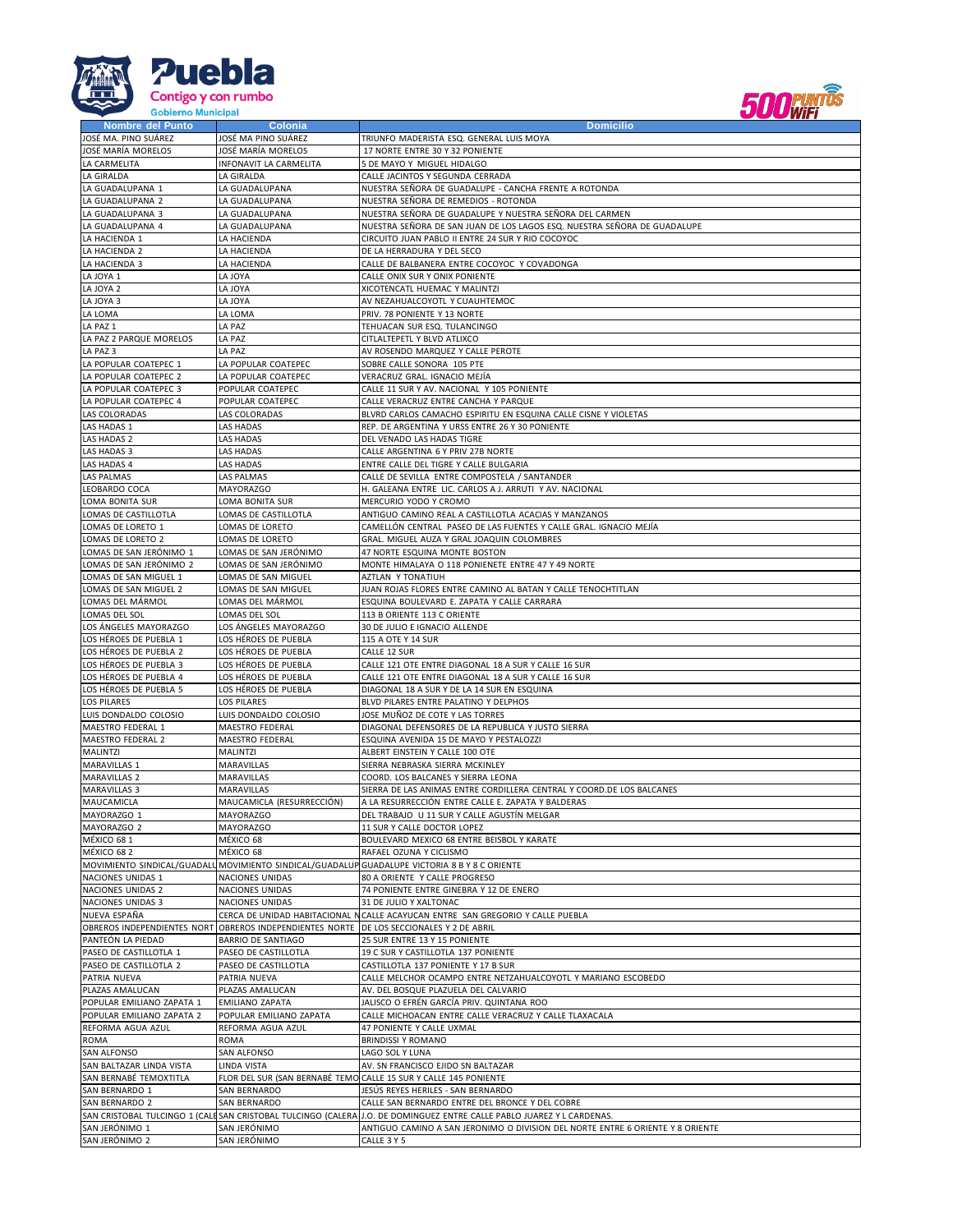| Nombre del Punto | Colonia | Domicilio |
|---|---|---|
| JOSÉ MA. PINO SUÁREZ | JOSÉ MA PINO SUÁREZ | TRIUNFO MADERISTA ESQ. GENERAL LUIS MOYA |
| JOSÉ MARÍA MORELOS | JOSÉ MARÍA MORELOS | 17 NORTE ENTRE 30 Y 32 PONIENTE |
| LA CARMELITA | INFONAVIT LA CARMELITA | 5 DE MAYO Y MIGUEL HIDALGO |
| LA GIRALDA | LA GIRALDA | CALLE JACINTOS Y SEGUNDA CERRADA |
| LA GUADALUPANA 1 | LA GUADALUPANA | NUESTRA SEÑORA DE GUADALUPE - CANCHA FRENTE A ROTONDA |
| LA GUADALUPANA 2 | LA GUADALUPANA | NUESTRA SEÑORA DE REMEDIOS - ROTONDA |
| LA GUADALUPANA 3 | LA GUADALUPANA | NUESTRA SEÑORA DE GUADALUPE Y NUESTRA SEÑORA DEL CARMEN |
| LA GUADALUPANA 4 | LA GUADALUPANA | NUESTRA SEÑORA DE SAN JUAN DE LOS LAGOS ESQ. NUESTRA SEÑORA DE GUADALUPE |
| LA HACIENDA 1 | LA HACIENDA | CIRCUITO JUAN PABLO II ENTRE 24 SUR Y RIO COCOYOC |
| LA HACIENDA 2 | LA HACIENDA | DE LA HERRADURA Y DEL SECO |
| LA HACIENDA 3 | LA HACIENDA | CALLE DE BALBANERA ENTRE COCOYOC Y COVADONGA |
| LA JOYA 1 | LA JOYA | CALLE ONIX SUR Y ONIX PONIENTE |
| LA JOYA 2 | LA JOYA | XICOTENCATL HUEMAC Y MALINTZI |
| LA JOYA 3 | LA JOYA | AV NEZAHUALCOYOTL Y CUAUHTEMOC |
| LA LOMA | LA LOMA | PRIV. 78 PONIENTE Y 13 NORTE |
| LA PAZ 1 | LA PAZ | TEHUACAN SUR ESQ. TULANCINGO |
| LA PAZ 2 PARQUE MORELOS | LA PAZ | CITLALTEPETL Y BLVD ATLIXCO |
| LA PAZ 3 | LA PAZ | AV ROSENDO MARQUEZ Y CALLE PEROTE |
| LA POPULAR COATEPEC 1 | LA POPULAR COATEPEC | SOBRE CALLE SONORA 105 PTE |
| LA POPULAR COATEPEC 2 | LA POPULAR COATEPEC | VERACRUZ GRAL. IGNACIO MEJÍA |
| LA POPULAR COATEPEC 3 | POPULAR COATEPEC | CALLE 11 SUR Y AV. NACIONAL Y 105 PONIENTE |
| LA POPULAR COATEPEC 4 | POPULAR COATEPEC | CALLE VERACRUZ ENTRE CANCHA Y PARQUE |
| LAS COLORADAS | LAS COLORADAS | BLVRD CARLOS CAMACHO ESPIRITU EN ESQUINA CALLE CISNE Y VIOLETAS |
| LAS HADAS 1 | LAS HADAS | REP. DE ARGENTINA Y URSS ENTRE 26 Y 30 PONIENTE |
| LAS HADAS 2 | LAS HADAS | DEL VENADO LAS HADAS TIGRE |
| LAS HADAS 3 | LAS HADAS | CALLE ARGENTINA 6 Y PRIV 27B NORTE |
| LAS HADAS 4 | LAS HADAS | ENTRE CALLE DEL TIGRE Y CALLE BULGARIA |
| LAS PALMAS | LAS PALMAS | CALLE DE SEVILLA ENTRE COMPOSTELA / SANTANDER |
| LEOBARDO COCA | MAYORAZGO | H. GALEANA ENTRE LIC. CARLOS A J. ARRUTI Y AV. NACIONAL |
| LOMA BONITA SUR | LOMA BONITA SUR | MERCURIO YODO Y CROMO |
| LOMAS DE CASTILLOTLA | LOMAS DE CASTILLOTLA | ANTIGUO CAMINO REAL A CASTILLOTLA ACACIAS Y MANZANOS |
| LOMAS DE LORETO 1 | LOMAS DE LORETO | CAMELLÓN CENTRAL PASEO DE LAS FUENTES Y CALLE GRAL. IGNACIO MEJÍA |
| LOMAS DE LORETO 2 | LOMAS DE LORETO | GRAL. MIGUEL AUZA Y GRAL JOAQUIN COLOMBRES |
| LOMAS DE SAN JERÓNIMO 1 | LOMAS DE SAN JERÓNIMO | 47 NORTE ESQUINA MONTE BOSTON |
| LOMAS DE SAN JERÓNIMO 2 | LOMAS DE SAN JERÓNIMO | MONTE HIMALAYA O 118 PONIENETE ENTRE 47 Y 49 NORTE |
| LOMAS DE SAN MIGUEL 1 | LOMAS DE SAN MIGUEL | AZTLAN Y TONATIUH |
| LOMAS DE SAN MIGUEL 2 | LOMAS DE SAN MIGUEL | JUAN ROJAS FLORES ENTRE CAMINO AL BATAN Y CALLE TENOCHTITLAN |
| LOMAS DEL MÁRMOL | LOMAS DEL MÁRMOL | ESQUINA BOULEVARD E. ZAPATA Y CALLE CARRARA |
| LOMAS DEL SOL | LOMAS DEL SOL | 113 B ORIENTE 113 C ORIENTE |
| LOS ÁNGELES MAYORAZGO | LOS ÁNGELES MAYORAZGO | 30 DE JULIO E IGNACIO ALLENDE |
| LOS HÉROES DE PUEBLA 1 | LOS HÉROES DE PUEBLA | 115 A OTE Y 14 SUR |
| LOS HÉROES DE PUEBLA 2 | LOS HÉROES DE PUEBLA | CALLE 12 SUR |
| LOS HÉROES DE PUEBLA 3 | LOS HÉROES DE PUEBLA | CALLE 121 OTE ENTRE DIAGONAL 18 A SUR Y CALLE 16 SUR |
| LOS HÉROES DE PUEBLA 4 | LOS HÉROES DE PUEBLA | CALLE 121 OTE ENTRE DIAGONAL 18 A SUR Y CALLE 16 SUR |
| LOS HÉROES DE PUEBLA 5 | LOS HÉROES DE PUEBLA | DIAGONAL 18 A SUR Y DE LA 14 SUR EN ESQUINA |
| LOS PILARES | LOS PILARES | BLVD PILARES ENTRE PALATINO Y DELPHOS |
| LUIS DONDALDO COLOSIO | LUIS DONDALDO COLOSIO | JOSE MUÑOZ DE COTE Y LAS TORRES |
| MAESTRO FEDERAL 1 | MAESTRO FEDERAL | DIAGONAL DEFENSORES DE LA REPUBLICA Y JUSTO SIERRA |
| MAESTRO FEDERAL 2 | MAESTRO FEDERAL | ESQUINA AVENIDA 15 DE MAYO Y PESTALOZZI |
| MALINTZI | MALINTZI | ALBERT EINSTEIN Y CALLE 100 OTE |
| MARAVILLAS 1 | MARAVILLAS | SIERRA NEBRASKA SIERRA MCKINLEY |
| MARAVILLAS 2 | MARAVILLAS | COORD. LOS BALCANES Y SIERRA LEONA |
| MARAVILLAS 3 | MARAVILLAS | SIERRA DE LAS ANIMAS ENTRE CORDILLERA CENTRAL Y COORD.DE LOS BALCANES |
| MAUCAMICLA | MAUCAMICLA (RESURRECCIÓN) | A LA RESURRECCIÓN ENTRE CALLE E. ZAPATA Y BALDERAS |
| MAYORAZGO 1 | MAYORAZGO | DEL TRABAJO U 11 SUR Y CALLE AGUSTÍN MELGAR |
| MAYORAZGO 2 | MAYORAZGO | 11 SUR Y CALLE DOCTOR LOPEZ |
| MÉXICO 68 1 | MÉXICO 68 | BOULEVARD MEXICO 68 ENTRE BEISBOL Y KARATE |
| MÉXICO 68 2 | MÉXICO 68 | RAFAEL OZUNA Y CICLISMO |
| MOVIMIENTO SINDICAL/GUADALU | MOVIMIENTO SINDICAL/GUADALUP | GUADALUPE VICTORIA 8 B Y 8 C ORIENTE |
| NACIONES UNIDAS 1 | NACIONES UNIDAS | 80 A ORIENTE Y CALLE PROGRESO |
| NACIONES UNIDAS 2 | NACIONES UNIDAS | 74 PONIENTE ENTRE GINEBRA Y 12 DE ENERO |
| NACIONES UNIDAS 3 | NACIONES UNIDAS | 31 DE JULIO Y XALTONAC |
| NUEVA ESPAÑA | CERCA DE UNIDAD HABITACIONAL N | CALLE ACAYUCAN ENTRE SAN GREGORIO Y CALLE PUEBLA |
| OBREROS INDEPENDIENTES NORT | OBREROS INDEPENDIENTES NORTE | DE LOS SECCIONALES Y 2 DE ABRIL |
| PANTEÓN LA PIEDAD | BARRIO DE SANTIAGO | 25 SUR ENTRE 13 Y 15 PONIENTE |
| PASEO DE CASTILLOTLA 1 | PASEO DE CASTILLOTLA | 19 C SUR Y CASTILLOTLA 137 PONIENTE |
| PASEO DE CASTILLOTLA 2 | PASEO DE CASTILLOTLA | CASTILLOTLA 137 PONIENTE Y 17 B SUR |
| PATRIA NUEVA | PATRIA NUEVA | CALLE MELCHOR OCAMPO ENTRE NETZAHUALCOYOTL Y MARIANO ESCOBEDO |
| PLAZAS AMALUCAN | PLAZAS AMALUCAN | AV. DEL BOSQUE PLAZUELA DEL CALVARIO |
| POPULAR EMILIANO ZAPATA 1 | EMILIANO ZAPATA | JALISCO O EFRÉN GARCÍA PRIV. QUINTANA ROO |
| POPULAR EMILIANO ZAPATA 2 | POPULAR EMILIANO ZAPATA | CALLE MICHOACAN ENTRE CALLE VERACRUZ Y CALLE TLAXACALA |
| REFORMA AGUA AZUL | REFORMA AGUA AZUL | 47 PONIENTE Y CALLE UXMAL |
| ROMA | ROMA | BRINDISSI Y ROMANO |
| SAN ALFONSO | SAN ALFONSO | LAGO SOL Y LUNA |
| SAN BALTAZAR LINDA VISTA | LINDA VISTA | AV. SN FRANCISCO EJIDO SN BALTAZAR |
| SAN BERNABÉ TEMOXTITLA | FLOR DEL SUR (SAN BERNABÉ TEMO | CALLE 15 SUR Y CALLE 145 PONIENTE |
| SAN BERNARDO 1 | SAN BERNARDO | JESÚS REYES HERILES - SAN BERNARDO |
| SAN BERNARDO 2 | SAN BERNARDO | CALLE SAN BERNARDO ENTRE DEL BRONCE Y DEL COBRE |
| SAN CRISTOBAL TULCINGO 1 (CALE | SAN CRISTOBAL TULCINGO (CALERA | J.O. DE DOMINGUEZ ENTRE CALLE PABLO JUAREZ Y L CARDENAS. |
| SAN JERÓNIMO 1 | SAN JERÓNIMO | ANTIGUO CAMINO A SAN JERONIMO O DIVISION DEL NORTE ENTRE 6 ORIENTE Y 8 ORIENTE |
| SAN JERÓNIMO 2 | SAN JERÓNIMO | CALLE 3 Y 5 |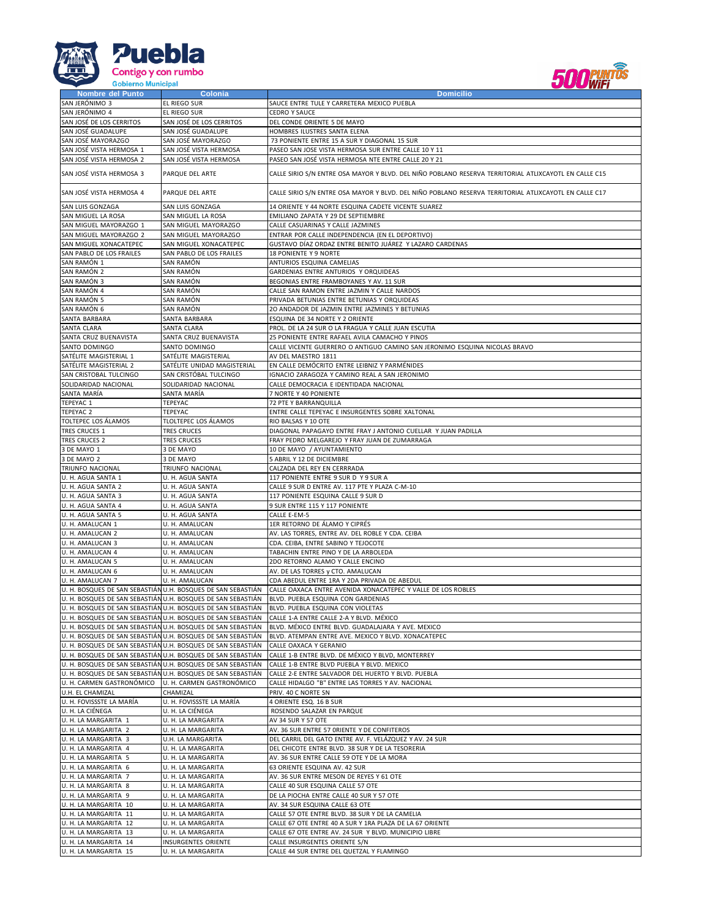| Nombre del Punto | Colonia | Domicilio |
|---|---|---|
| SAN JERÓNIMO 3 | EL RIEGO SUR | SAUCE ENTRE TULE Y CARRETERA MEXICO PUEBLA |
| SAN JERÓNIMO 4 | EL RIEGO SUR | CEDRO Y SAUCE |
| SAN JOSÉ DE LOS CERRITOS | SAN JOSÉ DE LOS CERRITOS | DEL CONDE ORIENTE 5 DE MAYO |
| SAN JOSÉ GUADALUPE | SAN JOSÉ GUADALUPE | HOMBRES ILUSTRES SANTA ELENA |
| SAN JOSÉ MAYORAZGO | SAN JOSÉ MAYORAZGO | 73 PONIENTE ENTRE 15 A SUR Y DIAGONAL 15 SUR |
| SAN JOSÉ VISTA HERMOSA 1 | SAN JOSÉ VISTA HERMOSA | PASEO SAN JOSE VISTA HERMOSA SUR ENTRE CALLE 10 Y 11 |
| SAN JOSÉ VISTA HERMOSA 2 | SAN JOSÉ VISTA HERMOSA | PASEO SAN JOSÉ VISTA HERMOSA NTE ENTRE CALLE 20 Y 21 |
| SAN JOSÉ VISTA HERMOSA 3 | PARQUE DEL ARTE | CALLE SIRIO S/N ENTRE OSA MAYOR Y BLVD. DEL NIÑO POBLANO RESERVA TERRITORIAL ATLIXCAYOTL EN CALLE C15 |
| SAN JOSÉ VISTA HERMOSA 4 | PARQUE DEL ARTE | CALLE SIRIO S/N ENTRE OSA MAYOR Y BLVD. DEL NIÑO POBLANO RESERVA TERRITORIAL ATLIXCAYOTL EN CALLE C17 |
| SAN LUIS GONZAGA | SAN LUIS GONZAGA | 14 ORIENTE Y 44 NORTE ESQUINA CADETE VICENTE SUAREZ |
| SAN MIGUEL LA ROSA | SAN MIGUEL LA ROSA | EMILIANO ZAPATA Y 29 DE SEPTIEMBRE |
| SAN MIGUEL MAYORAZGO 1 | SAN MIGUEL MAYORAZGO | CALLE CASUARINAS Y CALLE JAZMINES |
| SAN MIGUEL MAYORAZGO 2 | SAN MIGUEL MAYORAZGO | ENTRAR POR CALLE INDEPENDENCIA (EN EL DEPORTIVO) |
| SAN MIGUEL XONACATEPEC | SAN MIGUEL XONACATEPEC | GUSTAVO DÍAZ ORDAZ ENTRE BENITO JUÁREZ Y LAZARO CARDENAS |
| SAN PABLO DE LOS FRAILES | SAN PABLO DE LOS FRAILES | 18 PONIENTE Y 9 NORTE |
| SAN RAMÓN 1 | SAN RAMÓN | ANTURIOS ESQUINA CAMELIAS |
| SAN RAMÓN 2 | SAN RAMÓN | GARDENIAS ENTRE ANTURIOS Y ORQUIDEAS |
| SAN RAMÓN 3 | SAN RAMÓN | BEGONIAS ENTRE FRAMBOYANES Y AV. 11 SUR |
| SAN RAMÓN 4 | SAN RAMÓN | CALLE SAN RAMON ENTRE JAZMIN Y CALLE NARDOS |
| SAN RAMÓN 5 | SAN RAMÓN | PRIVADA BETUNIAS ENTRE BETUNIAS Y ORQUIDEAS |
| SAN RAMÓN 6 | SAN RAMÓN | 2O ANDADOR DE JAZMIN ENTRE JAZMINES Y BETUNIAS |
| SANTA BARBARA | SANTA BARBARA | ESQUINA DE 34 NORTE Y 2 ORIENTE |
| SANTA CLARA | SANTA CLARA | PROL. DE LA 24 SUR O LA FRAGUA Y CALLE JUAN ESCUTIA |
| SANTA CRUZ BUENAVISTA | SANTA CRUZ BUENAVISTA | 25 PONIENTE ENTRE RAFAEL AVILA CAMACHO Y PINOS |
| SANTO DOMINGO | SANTO DOMINGO | CALLE VICENTE GUERRERO O ANTIGUO CAMINO SAN JERONIMO ESQUINA NICOLAS BRAVO |
| SATÉLITE MAGISTERIAL 1 | SATÉLITE MAGISTERIAL | AV DEL MAESTRO 1811 |
| SATÉLITE MAGISTERIAL 2 | SATÉLITE UNIDAD MAGISTERIAL | EN CALLE DEMÓCRITO ENTRE LEIBNIZ Y PARMÉNIDES |
| SAN CRISTOBAL TULCINGO | SAN CRISTÓBAL TULCINGO | IGNACIO ZARAGOZA Y CAMINO REAL A SAN JERONIMO |
| SOLIDARIDAD NACIONAL | SOLIDARIDAD NACIONAL | CALLE DEMOCRACIA E IDENTIDADA NACIONAL |
| SANTA MARÍA | SANTA MARÍA | 7 NORTE Y 40 PONIENTE |
| TEPEYAC 1 | TEPEYAC | 72 PTE Y BARRANQUILLA |
| TEPEYAC 2 | TEPEYAC | ENTRE CALLE TEPEYAC E INSURGENTES SOBRE XALTONAL |
| TOLTEPEC LOS ÁLAMOS | TLOLTEPEC LOS ÁLAMOS | RIO BALSAS Y 10 OTE |
| TRES CRUCES 1 | TRES CRUCES | DIAGONAL PAPAGAYO ENTRE FRAY J ANTONIO CUELLAR Y JUAN PADILLA |
| TRES CRUCES 2 | TRES CRUCES | FRAY PEDRO MELGAREJO Y FRAY JUAN DE ZUMARRAGA |
| 3 DE MAYO 1 | 3 DE MAYO | 10 DE MAYO / AYUNTAMIENTO |
| 3 DE MAYO 2 | 3 DE MAYO | 5 ABRIL Y 12 DE DICIEMBRE |
| TRIUNFO NACIONAL | TRIUNFO NACIONAL | CALZADA DEL REY EN CERRRADA |
| U. H. AGUA SANTA 1 | U. H. AGUA SANTA | 117 PONIENTE ENTRE 9 SUR D Y 9 SUR A |
| U. H. AGUA SANTA 2 | U. H. AGUA SANTA | CALLE 9 SUR D ENTRE AV. 117 PTE Y PLAZA C-M-10 |
| U. H. AGUA SANTA 3 | U. H. AGUA SANTA | 117 PONIENTE ESQUINA CALLE 9 SUR D |
| U. H. AGUA SANTA 4 | U. H. AGUA SANTA | 9 SUR ENTRE 115 Y 117 PONIENTE |
| U. H. AGUA SANTA 5 | U. H. AGUA SANTA | CALLE E-EM-5 |
| U. H. AMALUCAN 1 | U. H. AMALUCAN | 1ER RETORNO DE ÁLAMO Y CIPRÉS |
| U. H. AMALUCAN 2 | U. H. AMALUCAN | AV. LAS TORRES, ENTRE AV. DEL ROBLE Y CDA. CEIBA |
| U. H. AMALUCAN 3 | U. H. AMALUCAN | CDA. CEIBA, ENTRE SABINO Y TEJOCOTE |
| U. H. AMALUCAN 4 | U. H. AMALUCAN | TABACHIN ENTRE PINO Y DE LA ARBOLEDA |
| U. H. AMALUCAN 5 | U. H. AMALUCAN | 2DO RETORNO ALAMO Y CALLE ENCINO |
| U. H. AMALUCAN 6 | U. H. AMALUCAN | AV. DE LAS TORRES y CTO. AMALUCAN |
| U. H. AMALUCAN 7 | U. H. AMALUCAN | CDA ABEDUL ENTRE 1RA Y 2DA PRIVADA DE ABEDUL |
| U. H. BOSQUES DE SAN SEBASTIÁN | U.H. BOSQUES DE SAN SEBASTIÁN | CALLE OAXACA ENTRE AVENIDA XONACATEPEC Y VALLE DE LOS ROBLES |
| U. H. BOSQUES DE SAN SEBASTIÁN | U.H. BOSQUES DE SAN SEBASTIÁN | BLVD. PUEBLA ESQUINA CON GARDENIAS |
| U. H. BOSQUES DE SAN SEBASTIÁN | U.H. BOSQUES DE SAN SEBASTIÁN | BLVD. PUEBLA ESQUINA CON VIOLETAS |
| U. H. BOSQUES DE SAN SEBASTIÁN | U.H. BOSQUES DE SAN SEBASTIÁN | CALLE 1-A ENTRE CALLE 2-A Y BLVD. MÉXICO |
| U. H. BOSQUES DE SAN SEBASTIÁN | U.H. BOSQUES DE SAN SEBASTIÁN | BLVD. MÉXICO ENTRE BLVD. GUADALAJARA Y AVE. MEXICO |
| U. H. BOSQUES DE SAN SEBASTIÁN | U.H. BOSQUES DE SAN SEBASTIÁN | BLVD. ATEMPAN ENTRE AVE. MEXICO Y BLVD. XONACATEPEC |
| U. H. BOSQUES DE SAN SEBASTIÁN | U.H. BOSQUES DE SAN SEBASTIÁN | CALLE OAXACA Y GERANIO |
| U. H. BOSQUES DE SAN SEBASTIÁN | U.H. BOSQUES DE SAN SEBASTIÁN | CALLE 1-B ENTRE BLVD. DE MÉXICO Y BLVD, MONTERREY |
| U. H. BOSQUES DE SAN SEBASTIÁN | U.H. BOSQUES DE SAN SEBASTIÁN | CALLE 1-B ENTRE BLVD PUEBLA Y BLVD. MEXICO |
| U. H. BOSQUES DE SAN SEBASTIÁN | U.H. BOSQUES DE SAN SEBASTIÁN | CALLE 2-E ENTRE SALVADOR DEL HUERTO Y BLVD. PUEBLA |
| U. H. CARMEN GASTRONÓMICO | U. H. CARMEN GASTRONÓMICO | CALLE HIDALGO "B" ENTRE LAS TORRES Y AV. NACIONAL |
| U.H. EL CHAMIZAL | CHAMIZAL | PRIV. 40 C NORTE SN |
| U. H. FOVISSSTE LA MARÍA | U. H. FOVISSSTE LA MARÍA | 4 ORIENTE ESQ. 16 B SUR |
| U. H. LA CIÉNEGA | U. H. LA CIÉNEGA | ROSENDO SALAZAR EN PARQUE |
| U. H. LA MARGARITA 1 | U. H. LA MARGARITA | AV 34 SUR Y 57 OTE |
| U. H. LA MARGARITA 2 | U. H. LA MARGARITA | AV. 36 SUR ENTRE 57 0RIENTE Y DE CONFITEROS |
| U. H. LA MARGARITA 3 | U.H. LA MARGARITA | DEL CARRIL DEL GATO ENTRE AV. F. VELÁZQUEZ Y AV. 24 SUR |
| U. H. LA MARGARITA 4 | U. H. LA MARGARITA | DEL CHICOTE ENTRE BLVD. 38 SUR Y DE LA TESORERIA |
| U. H. LA MARGARITA 5 | U. H. LA MARGARITA | AV. 36 SUR ENTRE CALLE 59 OTE Y DE LA MORA |
| U. H. LA MARGARITA 6 | U. H. LA MARGARITA | 63 ORIENTE ESQUINA AV. 42 SUR |
| U. H. LA MARGARITA 7 | U. H. LA MARGARITA | AV. 36 SUR ENTRE MESON DE REYES Y 61 OTE |
| U. H. LA MARGARITA 8 | U. H. LA MARGARITA | CALLE 40 SUR ESQUINA CALLE 57 OTE |
| U. H. LA MARGARITA 9 | U. H. LA MARGARITA | DE LA PIOCHA ENTRE CALLE 40 SUR Y 57 OTE |
| U. H. LA MARGARITA 10 | U. H. LA MARGARITA | AV. 34 SUR ESQUINA CALLE 63 OTE |
| U. H. LA MARGARITA 11 | U. H. LA MARGARITA | CALLE 57 OTE ENTRE BLVD. 38 SUR Y DE LA CAMELIA |
| U. H. LA MARGARITA 12 | U. H. LA MARGARITA | CALLE 67 OTE ENTRE 40 A SUR Y 1RA PLAZA DE LA 67 ORIENTE |
| U. H. LA MARGARITA 13 | U. H. LA MARGARITA | CALLE 67 OTE ENTRE AV. 24 SUR Y BLVD. MUNICIPIO LIBRE |
| U. H. LA MARGARITA 14 | INSURGENTES ORIENTE | CALLE INSURGENTES ORIENTE S/N |
| U. H. LA MARGARITA 15 | U. H. LA MARGARITA | CALLE 44 SUR ENTRE DEL QUETZAL Y FLAMINGO |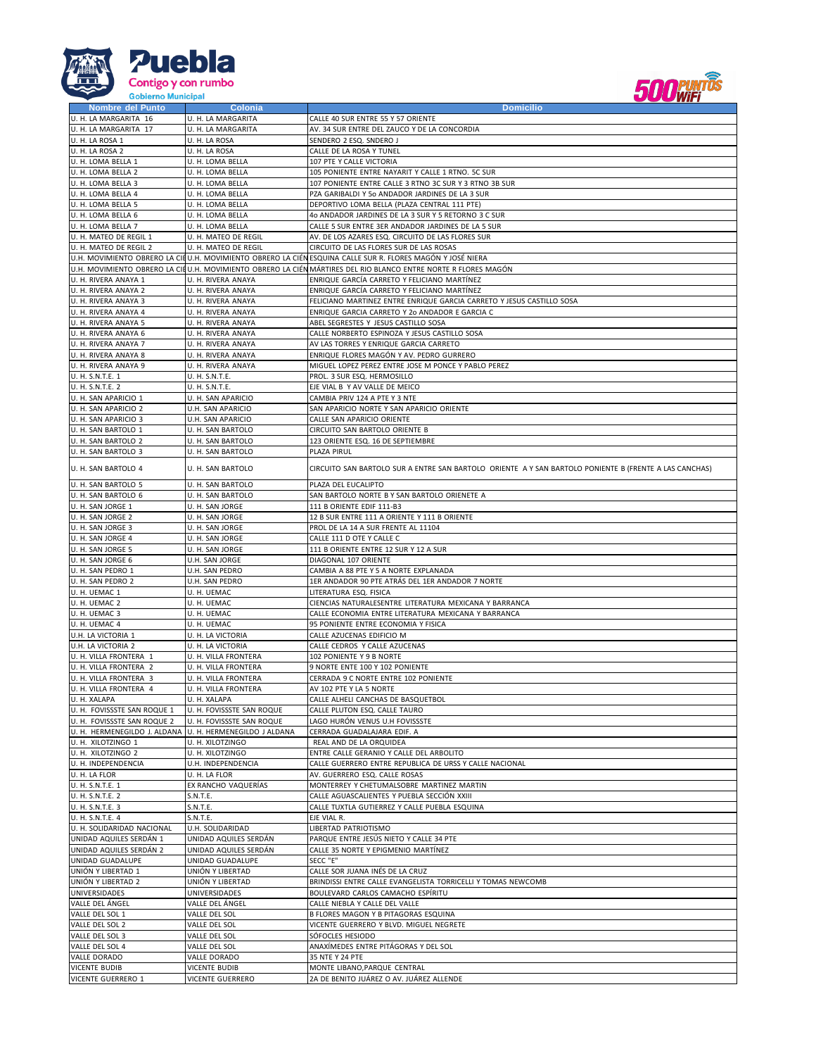| Nombre del Punto | Colonia | Domicilio |
|---|---|---|
| U. H. LA MARGARITA 16 | U. H. LA MARGARITA | CALLE 40 SUR ENTRE 55 Y 57 ORIENTE |
| U. H. LA MARGARITA 17 | U. H. LA MARGARITA | AV. 34 SUR ENTRE DEL ZAUCO Y DE LA CONCORDIA |
| U. H. LA ROSA 1 | U. H. LA ROSA | SENDERO 2 ESQ. SNDERO J |
| U. H. LA ROSA 2 | U. H. LA ROSA | CALLE DE LA ROSA Y TUNEL |
| U. H. LOMA BELLA 1 | U. H. LOMA BELLA | 107 PTE Y CALLE VICTORIA |
| U. H. LOMA BELLA 2 | U. H. LOMA BELLA | 105 PONIENTE ENTRE NAYARIT Y CALLE 1 RTNO. 5C SUR |
| U. H. LOMA BELLA 3 | U. H. LOMA BELLA | 107 PONIENTE ENTRE CALLE 3 RTNO 3C SUR Y 3 RTNO 3B SUR |
| U. H. LOMA BELLA 4 | U. H. LOMA BELLA | PZA GARIBALDI Y 5o ANDADOR JARDINES DE LA 3 SUR |
| U. H. LOMA BELLA 5 | U. H. LOMA BELLA | DEPORTIVO LOMA BELLA (PLAZA CENTRAL 111 PTE) |
| U. H. LOMA BELLA 6 | U. H. LOMA BELLA | 4o ANDADOR JARDINES DE LA 3 SUR Y 5 RETORNO 3 C SUR |
| U. H. LOMA BELLA 7 | U. H. LOMA BELLA | CALLE 5 SUR ENTRE 3ER ANDADOR JARDINES DE LA 5 SUR |
| U. H. MATEO DE REGIL 1 | U. H. MATEO DE REGIL | AV. DE LOS AZARES ESQ. CIRCUITO DE LAS FLORES SUR |
| U. H. MATEO DE REGIL 2 | U. H. MATEO DE REGIL | CIRCUITO DE LAS FLORES SUR DE LAS ROSAS |
| U.H. MOVIMIENTO OBRERO LA CIÉ | U.H. MOVIMIENTO OBRERO LA CIÉN | ESQUINA CALLE SUR R. FLORES MAGÓN Y JOSÉ NIERA |
| U.H. MOVIMIENTO OBRERO LA CIÉ | U.H. MOVIMIENTO OBRERO LA CIÉN | MÁRTIRES DEL RIO BLANCO ENTRE NORTE R FLORES MAGÓN |
| U. H. RIVERA ANAYA 1 | U. H. RIVERA ANAYA | ENRIQUE GARCÍA CARRETO Y FELICIANO MARTÍNEZ |
| U. H. RIVERA ANAYA 2 | U. H. RIVERA ANAYA | ENRIQUE GARCÍA CARRETO Y FELICIANO MARTÍNEZ |
| U. H. RIVERA ANAYA 3 | U. H. RIVERA ANAYA | FELICIANO MARTINEZ ENTRE ENRIQUE GARCIA CARRETO Y JESUS CASTILLO SOSA |
| U. H. RIVERA ANAYA 4 | U. H. RIVERA ANAYA | ENRIQUE GARCIA CARRETO Y 2o ANDADOR E GARCIA C |
| U. H. RIVERA ANAYA 5 | U. H. RIVERA ANAYA | ABEL SEGRESTES Y JESUS CASTILLO SOSA |
| U. H. RIVERA ANAYA 6 | U. H. RIVERA ANAYA | CALLE NORBERTO ESPINOZA Y JESUS CASTILLO SOSA |
| U. H. RIVERA ANAYA 7 | U. H. RIVERA ANAYA | AV LAS TORRES Y ENRIQUE GARCIA CARRETO |
| U. H. RIVERA ANAYA 8 | U. H. RIVERA ANAYA | ENRIQUE FLORES MAGÓN Y AV. PEDRO GURRERO |
| U. H. RIVERA ANAYA 9 | U. H. RIVERA ANAYA | MIGUEL LOPEZ PEREZ ENTRE JOSE M PONCE Y PABLO PEREZ |
| U. H. S.N.T.E. 1 | U. H. S.N.T.E. | PROL. 3 SUR ESQ. HERMOSILLO |
| U. H. S.N.T.E. 2 | U. H. S.N.T.E. | EJE VIAL B Y AV VALLE DE MEICO |
| U. H. SAN APARICIO 1 | U. H. SAN APARICIO | CAMBIA PRIV 124 A PTE Y 3 NTE |
| U. H. SAN APARICIO 2 | U.H. SAN APARICIO | SAN APARICIO NORTE Y SAN APARICIO ORIENTE |
| U. H. SAN APARICIO 3 | U.H. SAN APARICIO | CALLE SAN APARICIO ORIENTE |
| U. H. SAN BARTOLO 1 | U. H. SAN BARTOLO | CIRCUITO SAN BARTOLO ORIENTE B |
| U. H. SAN BARTOLO 2 | U. H. SAN BARTOLO | 123 ORIENTE ESQ. 16 DE SEPTIEMBRE |
| U. H. SAN BARTOLO 3 | U. H. SAN BARTOLO | PLAZA PIRUL |
| U. H. SAN BARTOLO 4 | U. H. SAN BARTOLO | CIRCUITO SAN BARTOLO SUR A ENTRE SAN BARTOLO ORIENTE A Y SAN BARTOLO PONIENTE B (FRENTE A LAS CANCHAS) |
| U. H. SAN BARTOLO 5 | U. H. SAN BARTOLO | PLAZA DEL EUCALIPTO |
| U. H. SAN BARTOLO 6 | U. H. SAN BARTOLO | SAN BARTOLO NORTE B Y SAN BARTOLO ORIENETE A |
| U. H. SAN JORGE 1 | U. H. SAN JORGE | 111 B ORIENTE EDIF 111-B3 |
| U. H. SAN JORGE 2 | U. H. SAN JORGE | 12 B SUR ENTRE 111 A ORIENTE Y 111 B ORIENTE |
| U. H. SAN JORGE 3 | U. H. SAN JORGE | PROL DE LA 14 A SUR FRENTE AL 11104 |
| U. H. SAN JORGE 4 | U. H. SAN JORGE | CALLE 111 D OTE Y CALLE C |
| U. H. SAN JORGE 5 | U. H. SAN JORGE | 111 B ORIENTE ENTRE 12 SUR Y 12 A SUR |
| U. H. SAN JORGE 6 | U.H. SAN JORGE | DIAGONAL 107 ORIENTE |
| U. H. SAN PEDRO 1 | U.H. SAN PEDRO | CAMBIA A 88 PTE Y 5 A NORTE EXPLANADA |
| U. H. SAN PEDRO 2 | U.H. SAN PEDRO | 1ER ANDADOR 90 PTE ATRÁS DEL 1ER ANDADOR 7 NORTE |
| U. H. UEMAC 1 | U. H. UEMAC | LITERATURA ESQ. FISICA |
| U. H. UEMAC 2 | U. H. UEMAC | CIENCIAS NATURALESENTRE LITERATURA MEXICANA Y BARRANCA |
| U. H. UEMAC 3 | U. H. UEMAC | CALLE ECONOMIA ENTRE LITERATURA MEXICANA Y BARRANCA |
| U. H. UEMAC 4 | U. H. UEMAC | 95 PONIENTE ENTRE ECONOMIA Y FISICA |
| U.H. LA VICTORIA 1 | U. H. LA VICTORIA | CALLE AZUCENAS EDIFICIO M |
| U.H. LA VICTORIA 2 | U. H. LA VICTORIA | CALLE CEDROS Y CALLE AZUCENAS |
| U. H. VILLA FRONTERA 1 | U. H. VILLA FRONTERA | 102 PONIENTE Y 9 B NORTE |
| U. H. VILLA FRONTERA 2 | U. H. VILLA FRONTERA | 9 NORTE ENTE 100 Y 102 PONIENTE |
| U. H. VILLA FRONTERA 3 | U. H. VILLA FRONTERA | CERRADA 9 C NORTE ENTRE 102 PONIENTE |
| U. H. VILLA FRONTERA 4 | U. H. VILLA FRONTERA | AV 102 PTE Y LA 5 NORTE |
| U. H. XALAPA | U. H. XALAPA | CALLE ALHELI CANCHAS DE BASQUETBOL |
| U. H. FOVISSSTE SAN ROQUE 1 | U. H. FOVISSSTE SAN ROQUE | CALLE PLUTON ESQ. CALLE TAURO |
| U. H. FOVISSSTE SAN ROQUE 2 | U. H. FOVISSSTE SAN ROQUE | LAGO HURÓN VENUS U.H FOVISSSTE |
| U. H. HERMENEGILDO J. ALDANA | U. H. HERMENEGILDO J ALDANA | CERRADA GUADALAJARA EDIF. A |
| U. H. XILOTZINGO 1 | U. H. XILOTZINGO | REAL AND DE LA ORQUIDEA |
| U. H. XILOTZINGO 2 | U. H. XILOTZINGO | ENTRE CALLE GERANIO Y CALLE DEL ARBOLITO |
| U. H. INDEPENDENCIA | U.H. INDEPENDENCIA | CALLE GUERRERO ENTRE REPUBLICA DE URSS Y CALLE NACIONAL |
| U. H. LA FLOR | U. H. LA FLOR | AV. GUERRERO ESQ. CALLE ROSAS |
| U. H. S.N.T.E. 1 | EX RANCHO VAQUERÍAS | MONTERREY Y CHETUMALSOBRE MARTINEZ MARTIN |
| U. H. S.N.T.E. 2 | S.N.T.E. | CALLE AGUASCALIENTES Y PUEBLA SECCIÓN XXIII |
| U. H. S.N.T.E. 3 | S.N.T.E. | CALLE TUXTLA GUTIERREZ Y CALLE PUEBLA ESQUINA |
| U. H. S.N.T.E. 4 | S.N.T.E. | EJE VIAL R. |
| U. H. SOLIDARIDAD NACIONAL | U.H. SOLIDARIDAD | LIBERTAD PATRIOTISMO |
| UNIDAD AQUILES SERDÁN 1 | UNIDAD AQUILES SERDÁN | PARQUE ENTRE JESÚS NIETO Y CALLE 34 PTE |
| UNIDAD AQUILES SERDÁN 2 | UNIDAD AQUILES SERDÁN | CALLE 35 NORTE Y EPIGMENIO MARTÍNEZ |
| UNIDAD GUADALUPE | UNIDAD GUADALUPE | SECC "E" |
| UNIÓN Y LIBERTAD 1 | UNIÓN Y LIBERTAD | CALLE SOR JUANA INÉS DE LA CRUZ |
| UNIÓN Y LIBERTAD 2 | UNIÓN Y LIBERTAD | BRINDISSI ENTRE CALLE EVANGELISTA TORRICELLI Y TOMAS NEWCOMB |
| UNIVERSIDADES | UNIVERSIDADES | BOULEVARD CARLOS CAMACHO ESPÍRITU |
| VALLE DEL ÁNGEL | VALLE DEL ÁNGEL | CALLE NIEBLA Y CALLE DEL VALLE |
| VALLE DEL SOL 1 | VALLE DEL SOL | B FLORES MAGON Y B PITAGORAS ESQUINA |
| VALLE DEL SOL 2 | VALLE DEL SOL | VICENTE GUERRERO Y BLVD. MIGUEL NEGRETE |
| VALLE DEL SOL 3 | VALLE DEL SOL | SÓFOCLES HESIODO |
| VALLE DEL SOL 4 | VALLE DEL SOL | ANAXÍMEDES ENTRE PITÁGORAS Y DEL SOL |
| VALLE DORADO | VALLE DORADO | 35 NTE Y 24 PTE |
| VICENTE BUDIB | VICENTE BUDIB | MONTE LIBANO,PARQUE CENTRAL |
| VICENTE GUERRERO 1 | VICENTE GUERRERO | 2A DE BENITO JUÁREZ O AV. JUÁREZ ALLENDE |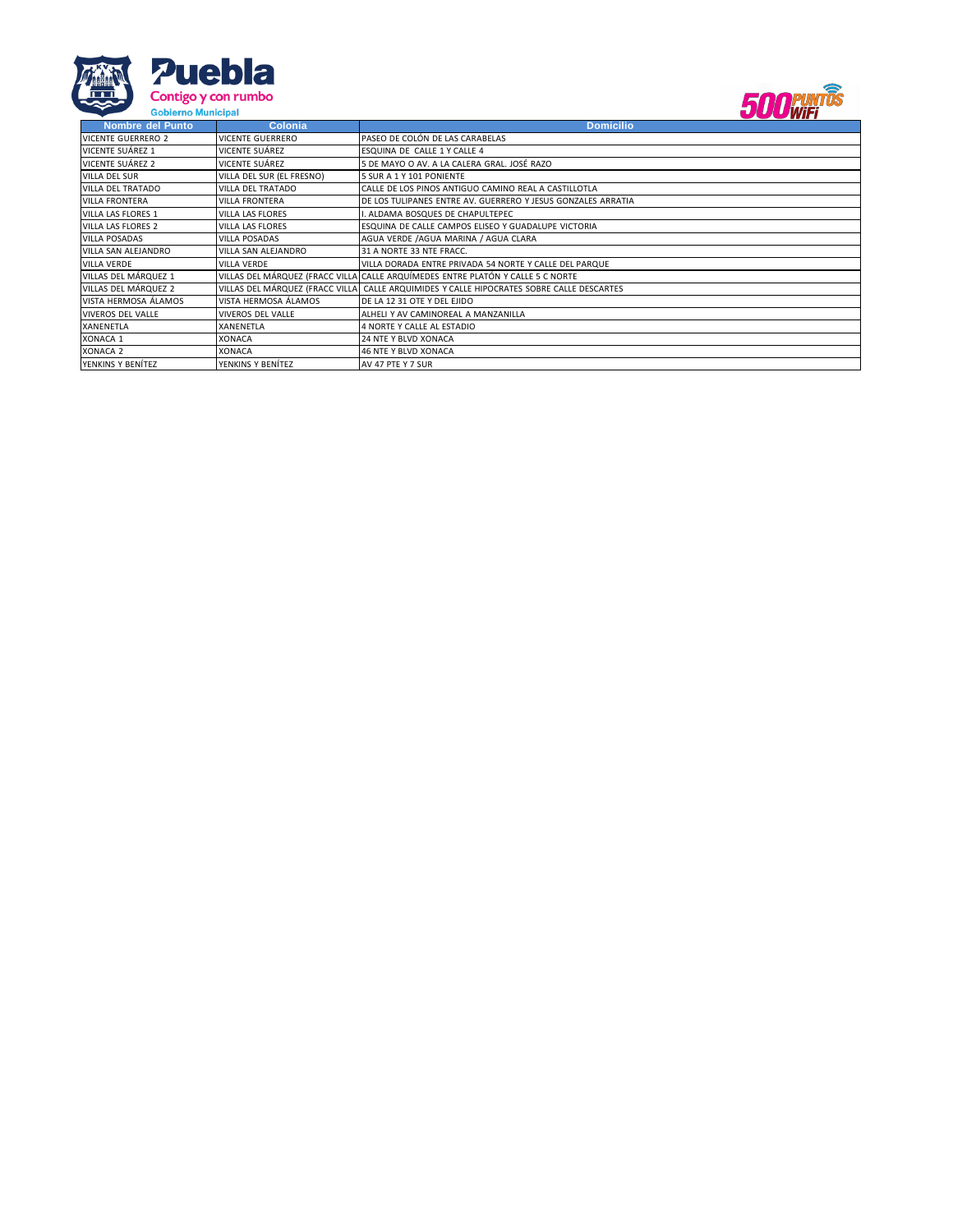| Nombre del Punto | Colonia | Domicilio |
|---|---|---|
| VICENTE GUERRERO 2 | VICENTE GUERRERO | PASEO DE COLÓN DE LAS CARABELAS |
| VICENTE SUÁREZ 1 | VICENTE SUÁREZ | ESQUINA DE CALLE 1 Y CALLE 4 |
| VICENTE SUÁREZ 2 | VICENTE SUÁREZ | 5 DE MAYO O AV. A LA CALERA GRAL. JOSÉ RAZO |
| VILLA DEL SUR | VILLA DEL SUR (EL FRESNO) | 5 SUR A 1 Y 101 PONIENTE |
| VILLA DEL TRATADO | VILLA DEL TRATADO | CALLE DE LOS PINOS ANTIGUO CAMINO REAL A CASTILLOTLA |
| VILLA FRONTERA | VILLA FRONTERA | DE LOS TULIPANES ENTRE AV. GUERRERO Y JESUS GONZALES ARRATIA |
| VILLA LAS FLORES 1 | VILLA LAS FLORES | I. ALDAMA BOSQUES DE CHAPULTEPEC |
| VILLA LAS FLORES 2 | VILLA LAS FLORES | ESQUINA DE CALLE CAMPOS ELISEO Y GUADALUPE VICTORIA |
| VILLA POSADAS | VILLA POSADAS | AGUA VERDE /AGUA MARINA / AGUA CLARA |
| VILLA SAN ALEJANDRO | VILLA SAN ALEJANDRO | 31 A NORTE 33 NTE FRACC. |
| VILLA VERDE | VILLA VERDE | VILLA DORADA ENTRE PRIVADA 54 NORTE Y CALLE DEL PARQUE |
| VILLAS DEL MÁRQUEZ 1 | VILLAS DEL MÁRQUEZ (FRACC VILLA | CALLE ARQUÍMEDES ENTRE PLATÓN Y CALLE 5 C NORTE |
| VILLAS DEL MÁRQUEZ 2 | VILLAS DEL MÁRQUEZ (FRACC VILLA | CALLE ARQUIMIDES Y CALLE HIPOCRATES SOBRE CALLE DESCARTES |
| VISTA HERMOSA ÁLAMOS | VISTA HERMOSA ÁLAMOS | DE LA 12 31 OTE Y DEL EJIDO |
| VIVEROS DEL VALLE | VIVEROS DEL VALLE | ALHELI Y AV CAMINOREAL A MANZANILLA |
| XANENETLA | XANENETLA | 4 NORTE Y CALLE AL ESTADIO |
| XONACA 1 | XONACA | 24 NTE Y BLVD XONACA |
| XONACA 2 | XONACA | 46 NTE Y BLVD XONACA |
| YENKINS Y BENÍTEZ | YENKINS Y BENÍTEZ | AV 47 PTE Y 7 SUR |